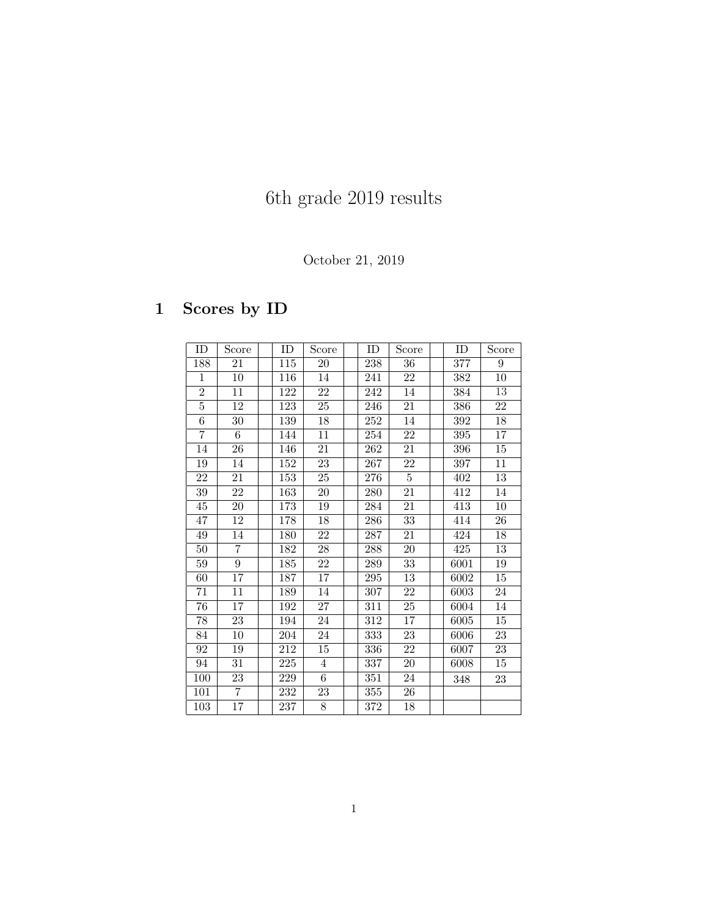# 6th grade 2019 results

October 21, 2019

## 1 Scores by ID

| ID | Score | | ID | Score | | ID | Score | | ID | Score |
|---|---|---|---|---|---|---|---|---|---|---|
| 188 | 21 | | 115 | 20 | | 238 | 36 | | 377 | 9 |
| 1 | 10 | | 116 | 14 | | 241 | 22 | | 382 | 10 |
| 2 | 11 | | 122 | 22 | | 242 | 14 | | 384 | 13 |
| 5 | 12 | | 123 | 25 | | 246 | 21 | | 386 | 22 |
| 6 | 30 | | 139 | 18 | | 252 | 14 | | 392 | 18 |
| 7 | 6 | | 144 | 11 | | 254 | 22 | | 395 | 17 |
| 14 | 26 | | 146 | 21 | | 262 | 21 | | 396 | 15 |
| 19 | 14 | | 152 | 23 | | 267 | 22 | | 397 | 11 |
| 22 | 21 | | 153 | 25 | | 276 | 5 | | 402 | 13 |
| 39 | 22 | | 163 | 20 | | 280 | 21 | | 412 | 14 |
| 45 | 20 | | 173 | 19 | | 284 | 21 | | 413 | 10 |
| 47 | 12 | | 178 | 18 | | 286 | 33 | | 414 | 26 |
| 49 | 14 | | 180 | 22 | | 287 | 21 | | 424 | 18 |
| 50 | 7 | | 182 | 28 | | 288 | 20 | | 425 | 13 |
| 59 | 9 | | 185 | 22 | | 289 | 33 | | 6001 | 19 |
| 60 | 17 | | 187 | 17 | | 295 | 13 | | 6002 | 15 |
| 71 | 11 | | 189 | 14 | | 307 | 22 | | 6003 | 24 |
| 76 | 17 | | 192 | 27 | | 311 | 25 | | 6004 | 14 |
| 78 | 23 | | 194 | 24 | | 312 | 17 | | 6005 | 15 |
| 84 | 10 | | 204 | 24 | | 333 | 23 | | 6006 | 23 |
| 92 | 19 | | 212 | 15 | | 336 | 22 | | 6007 | 23 |
| 94 | 31 | | 225 | 4 | | 337 | 20 | | 6008 | 15 |
| 100 | 23 | | 229 | 6 | | 351 | 24 | | 348 | 23 |
| 101 | 7 | | 232 | 23 | | 355 | 26 | | | |
| 103 | 17 | | 237 | 8 | | 372 | 18 | | | |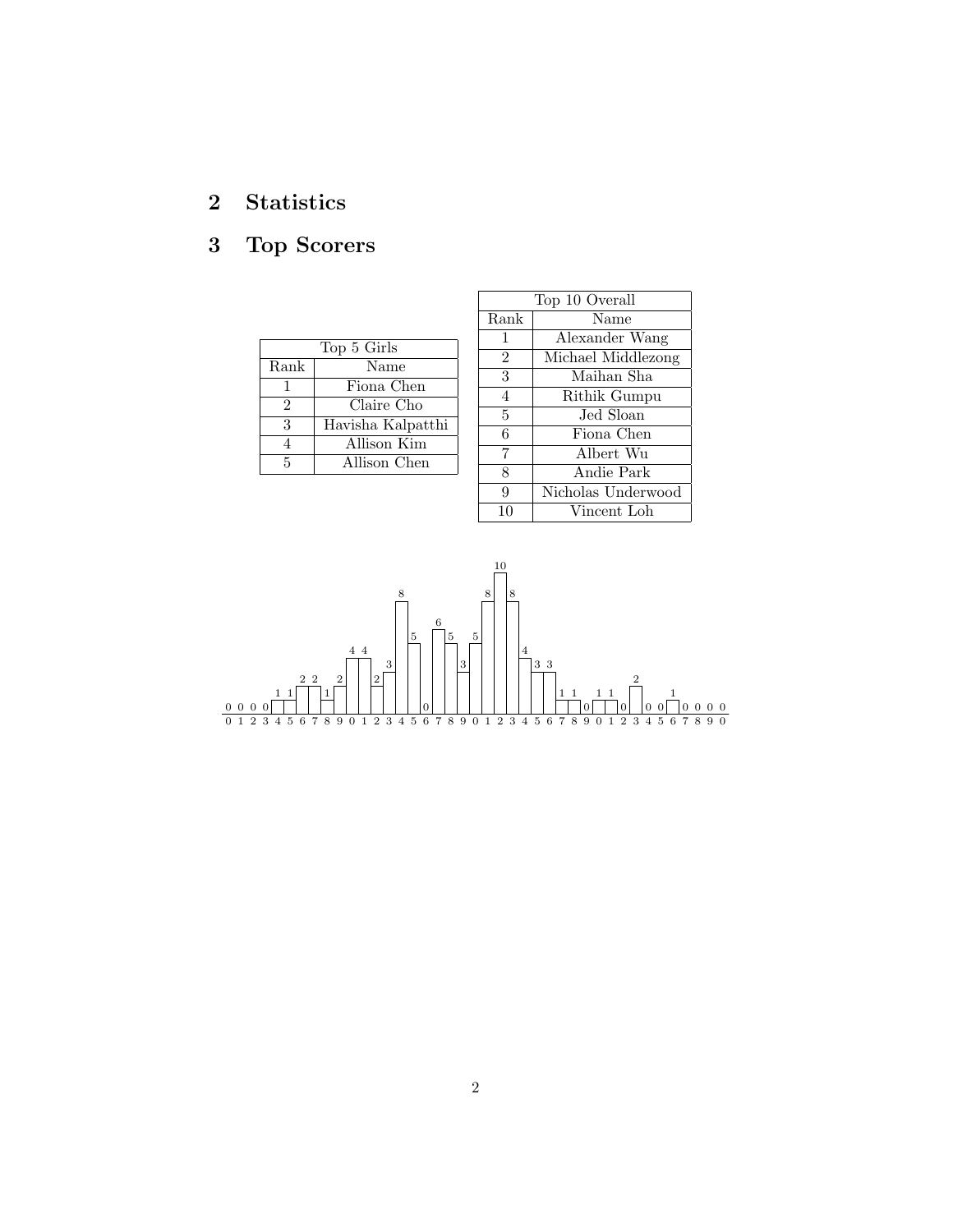## 2 Statistics

## 3 Top Scorers

| Top 5 Girls | |
|---|---|
| Rank | Name |
| 1 | Fiona Chen |
| 2 | Claire Cho |
| 3 | Havisha Kalpatthi |
| 4 | Allison Kim |
| 5 | Allison Chen |

| Top 10 Overall | |
|---|---|
| Rank | Name |
| 1 | Alexander Wang |
| 2 | Michael Middlezong |
| 3 | Maihan Sha |
| 4 | Rithik Gumpu |
| 5 | Jed Sloan |
| 6 | Fiona Chen |
| 7 | Albert Wu |
| 8 | Andie Park |
| 9 | Nicholas Underwood |
| 10 | Vincent Loh |

0 0 0 0 1 1 2 2 1 2 4 4 2 3 8 5 0 6 5 3 5 8 10 8 4 3 3 1 1 0 1 1 0 2 0 0 1 0 0 0 0

0 1 2 3 4 5 6 7 8 9 0 1 2 3 4 5 6 7 8 9 0 1 2 3 4 5 6 7 8 9 0 1 2 3 4 5 6 7 8 9 0